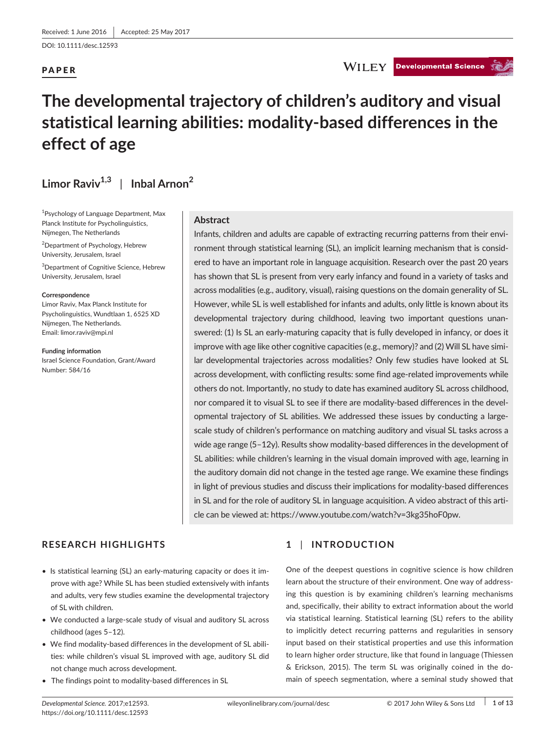Received: 1 June 2016 | Accepted: 25 May 2017

DOI: 10.1111/desc.12593

**PAPER**

# The developmental trajectory of children's auditory and visual statistical learning abilities: modality-based differences in the effect of age

**Limor Raviv**[1,3] | **Inbal Arnon**[2]

[1]Psychology of Language Department, Max Planck Institute for Psycholinguistics, Nijmegen, The Netherlands

[2]Department of Psychology, Hebrew University, Jerusalem, Israel

[3]Department of Cognitive Science, Hebrew University, Jerusalem, Israel

**Correspondence**
Limor Raviv, Max Planck Institute for Psycholinguistics, Wundtlaan 1, 6525 XD Nijmegen, The Netherlands.
Email: limor.raviv@mpi.nl

**Funding information**
Israel Science Foundation, Grant/Award Number: 584/16

## Abstract

Infants, children and adults are capable of extracting recurring patterns from their environment through statistical learning (SL), an implicit learning mechanism that is considered to have an important role in language acquisition. Research over the past 20 years has shown that SL is present from very early infancy and found in a variety of tasks and across modalities (e.g., auditory, visual), raising questions on the domain generality of SL. However, while SL is well established for infants and adults, only little is known about its developmental trajectory during childhood, leaving two important questions unanswered: (1) Is SL an early-maturing capacity that is fully developed in infancy, or does it improve with age like other cognitive capacities (e.g., memory)? and (2) Will SL have similar developmental trajectories across modalities? Only few studies have looked at SL across development, with conflicting results: some find age-related improvements while others do not. Importantly, no study to date has examined auditory SL across childhood, nor compared it to visual SL to see if there are modality-based differences in the developmental trajectory of SL abilities. We addressed these issues by conducting a large-scale study of children's performance on matching auditory and visual SL tasks across a wide age range (5–12y). Results show modality-based differences in the development of SL abilities: while children's learning in the visual domain improved with age, learning in the auditory domain did not change in the tested age range. We examine these findings in light of previous studies and discuss their implications for modality-based differences in SL and for the role of auditory SL in language acquisition. A video abstract of this article can be viewed at: https://www.youtube.com/watch?v=3kg35hoF0pw.

## RESEARCH HIGHLIGHTS

- Is statistical learning (SL) an early-maturing capacity or does it improve with age? While SL has been studied extensively with infants and adults, very few studies examine the developmental trajectory of SL with children.
- We conducted a large-scale study of visual and auditory SL across childhood (ages 5–12).
- We find modality-based differences in the development of SL abilities: while children's visual SL improved with age, auditory SL did not change much across development.
- The findings point to modality-based differences in SL

## 1 | INTRODUCTION

One of the deepest questions in cognitive science is how children learn about the structure of their environment. One way of addressing this question is by examining children's learning mechanisms and, specifically, their ability to extract information about the world via statistical learning. Statistical learning (SL) refers to the ability to implicitly detect recurring patterns and regularities in sensory input based on their statistical properties and use this information to learn higher order structure, like that found in language (Thiessen & Erickson, 2015). The term SL was originally coined in the domain of speech segmentation, where a seminal study showed that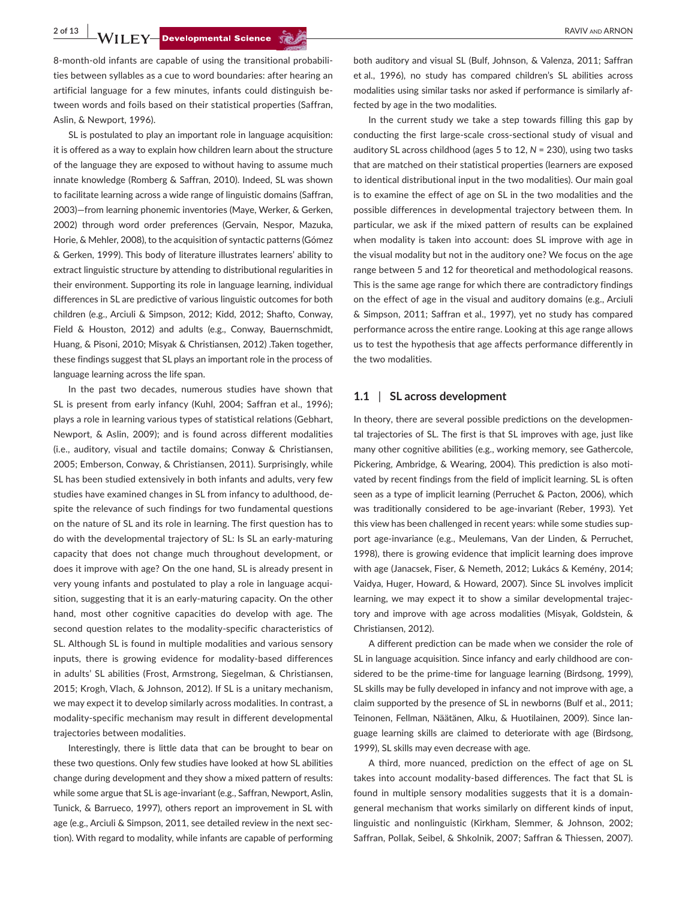8-month-old infants are capable of using the transitional probabilities between syllables as a cue to word boundaries: after hearing an artificial language for a few minutes, infants could distinguish between words and foils based on their statistical properties (Saffran, Aslin, & Newport, 1996).

SL is postulated to play an important role in language acquisition: it is offered as a way to explain how children learn about the structure of the language they are exposed to without having to assume much innate knowledge (Romberg & Saffran, 2010). Indeed, SL was shown to facilitate learning across a wide range of linguistic domains (Saffran, 2003)—from learning phonemic inventories (Maye, Werker, & Gerken, 2002) through word order preferences (Gervain, Nespor, Mazuka, Horie, & Mehler, 2008), to the acquisition of syntactic patterns (Gómez & Gerken, 1999). This body of literature illustrates learners' ability to extract linguistic structure by attending to distributional regularities in their environment. Supporting its role in language learning, individual differences in SL are predictive of various linguistic outcomes for both children (e.g., Arciuli & Simpson, 2012; Kidd, 2012; Shafto, Conway, Field & Houston, 2012) and adults (e.g., Conway, Bauernschmidt, Huang, & Pisoni, 2010; Misyak & Christiansen, 2012) .Taken together, these findings suggest that SL plays an important role in the process of language learning across the life span.

In the past two decades, numerous studies have shown that SL is present from early infancy (Kuhl, 2004; Saffran et al., 1996); plays a role in learning various types of statistical relations (Gebhart, Newport, & Aslin, 2009); and is found across different modalities (i.e., auditory, visual and tactile domains; Conway & Christiansen, 2005; Emberson, Conway, & Christiansen, 2011). Surprisingly, while SL has been studied extensively in both infants and adults, very few studies have examined changes in SL from infancy to adulthood, despite the relevance of such findings for two fundamental questions on the nature of SL and its role in learning. The first question has to do with the developmental trajectory of SL: Is SL an early-maturing capacity that does not change much throughout development, or does it improve with age? On the one hand, SL is already present in very young infants and postulated to play a role in language acquisition, suggesting that it is an early-maturing capacity. On the other hand, most other cognitive capacities do develop with age. The second question relates to the modality-specific characteristics of SL. Although SL is found in multiple modalities and various sensory inputs, there is growing evidence for modality-based differences in adults' SL abilities (Frost, Armstrong, Siegelman, & Christiansen, 2015; Krogh, Vlach, & Johnson, 2012). If SL is a unitary mechanism, we may expect it to develop similarly across modalities. In contrast, a modality-specific mechanism may result in different developmental trajectories between modalities.

Interestingly, there is little data that can be brought to bear on these two questions. Only few studies have looked at how SL abilities change during development and they show a mixed pattern of results: while some argue that SL is age-invariant (e.g., Saffran, Newport, Aslin, Tunick, & Barrueco, 1997), others report an improvement in SL with age (e.g., Arciuli & Simpson, 2011, see detailed review in the next section). With regard to modality, while infants are capable of performing both auditory and visual SL (Bulf, Johnson, & Valenza, 2011; Saffran et al., 1996), no study has compared children's SL abilities across modalities using similar tasks nor asked if performance is similarly affected by age in the two modalities.

In the current study we take a step towards filling this gap by conducting the first large-scale cross-sectional study of visual and auditory SL across childhood (ages 5 to 12, *N* = 230), using two tasks that are matched on their statistical properties (learners are exposed to identical distributional input in the two modalities). Our main goal is to examine the effect of age on SL in the two modalities and the possible differences in developmental trajectory between them. In particular, we ask if the mixed pattern of results can be explained when modality is taken into account: does SL improve with age in the visual modality but not in the auditory one? We focus on the age range between 5 and 12 for theoretical and methodological reasons. This is the same age range for which there are contradictory findings on the effect of age in the visual and auditory domains (e.g., Arciuli & Simpson, 2011; Saffran et al., 1997), yet no study has compared performance across the entire range. Looking at this age range allows us to test the hypothesis that age affects performance differently in the two modalities.

## 1.1 | SL across development

In theory, there are several possible predictions on the developmental trajectories of SL. The first is that SL improves with age, just like many other cognitive abilities (e.g., working memory, see Gathercole, Pickering, Ambridge, & Wearing, 2004). This prediction is also motivated by recent findings from the field of implicit learning. SL is often seen as a type of implicit learning (Perruchet & Pacton, 2006), which was traditionally considered to be age-invariant (Reber, 1993). Yet this view has been challenged in recent years: while some studies support age-invariance (e.g., Meulemans, Van der Linden, & Perruchet, 1998), there is growing evidence that implicit learning does improve with age (Janacsek, Fiser, & Nemeth, 2012; Lukács & Kemény, 2014; Vaidya, Huger, Howard, & Howard, 2007). Since SL involves implicit learning, we may expect it to show a similar developmental trajectory and improve with age across modalities (Misyak, Goldstein, & Christiansen, 2012).

A different prediction can be made when we consider the role of SL in language acquisition. Since infancy and early childhood are considered to be the prime-time for language learning (Birdsong, 1999), SL skills may be fully developed in infancy and not improve with age, a claim supported by the presence of SL in newborns (Bulf et al., 2011; Teinonen, Fellman, Näätänen, Alku, & Huotilainen, 2009). Since language learning skills are claimed to deteriorate with age (Birdsong, 1999), SL skills may even decrease with age.

A third, more nuanced, prediction on the effect of age on SL takes into account modality-based differences. The fact that SL is found in multiple sensory modalities suggests that it is a domain-general mechanism that works similarly on different kinds of input, linguistic and nonlinguistic (Kirkham, Slemmer, & Johnson, 2002; Saffran, Pollak, Seibel, & Shkolnik, 2007; Saffran & Thiessen, 2007).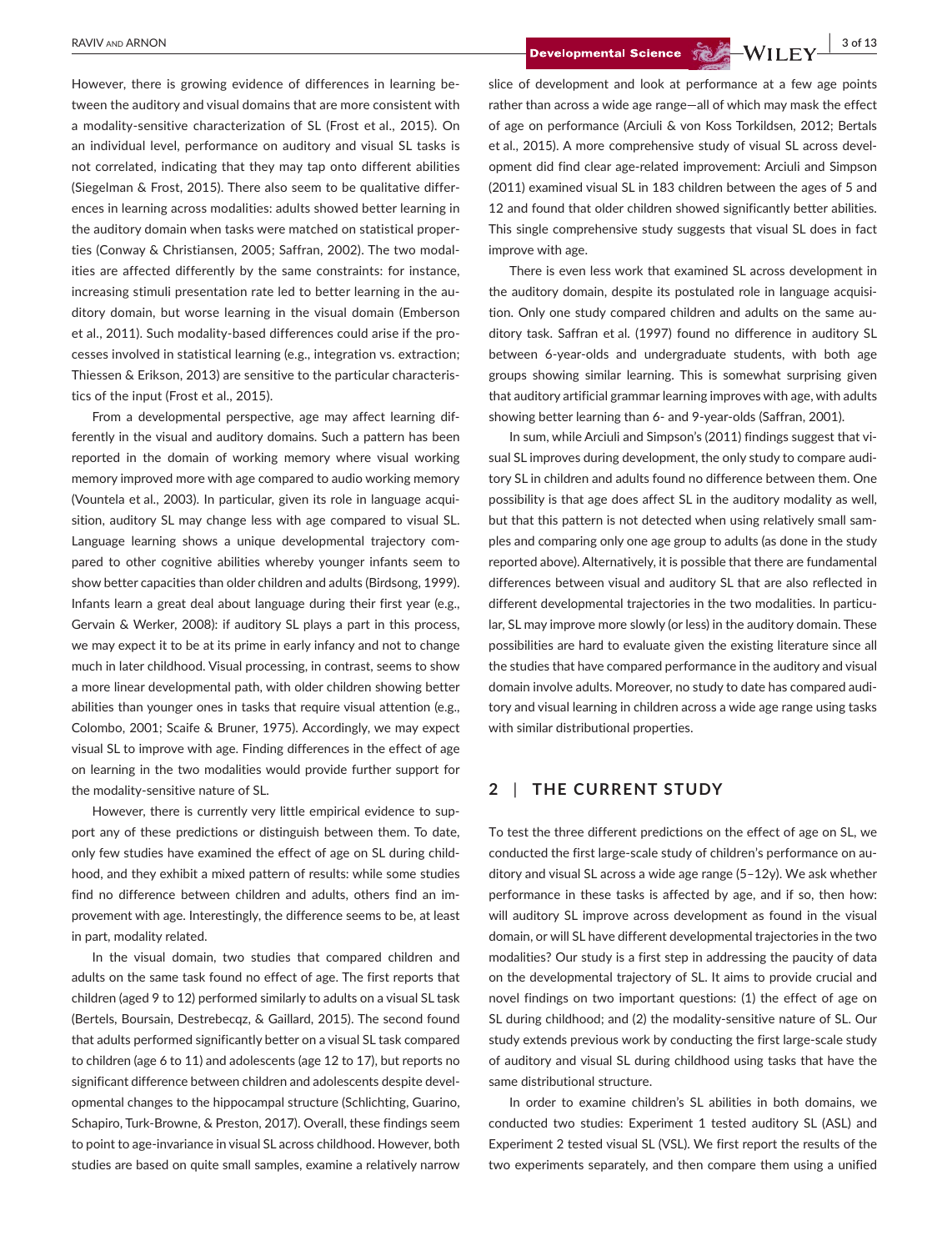However, there is growing evidence of differences in learning between the auditory and visual domains that are more consistent with a modality-sensitive characterization of SL (Frost et al., 2015). On an individual level, performance on auditory and visual SL tasks is not correlated, indicating that they may tap onto different abilities (Siegelman & Frost, 2015). There also seem to be qualitative differences in learning across modalities: adults showed better learning in the auditory domain when tasks were matched on statistical properties (Conway & Christiansen, 2005; Saffran, 2002). The two modalities are affected differently by the same constraints: for instance, increasing stimuli presentation rate led to better learning in the auditory domain, but worse learning in the visual domain (Emberson et al., 2011). Such modality-based differences could arise if the processes involved in statistical learning (e.g., integration vs. extraction; Thiessen & Erikson, 2013) are sensitive to the particular characteristics of the input (Frost et al., 2015).

From a developmental perspective, age may affect learning differently in the visual and auditory domains. Such a pattern has been reported in the domain of working memory where visual working memory improved more with age compared to audio working memory (Vountela et al., 2003). In particular, given its role in language acquisition, auditory SL may change less with age compared to visual SL. Language learning shows a unique developmental trajectory compared to other cognitive abilities whereby younger infants seem to show better capacities than older children and adults (Birdsong, 1999). Infants learn a great deal about language during their first year (e.g., Gervain & Werker, 2008): if auditory SL plays a part in this process, we may expect it to be at its prime in early infancy and not to change much in later childhood. Visual processing, in contrast, seems to show a more linear developmental path, with older children showing better abilities than younger ones in tasks that require visual attention (e.g., Colombo, 2001; Scaife & Bruner, 1975). Accordingly, we may expect visual SL to improve with age. Finding differences in the effect of age on learning in the two modalities would provide further support for the modality-sensitive nature of SL.

However, there is currently very little empirical evidence to support any of these predictions or distinguish between them. To date, only few studies have examined the effect of age on SL during childhood, and they exhibit a mixed pattern of results: while some studies find no difference between children and adults, others find an improvement with age. Interestingly, the difference seems to be, at least in part, modality related.

In the visual domain, two studies that compared children and adults on the same task found no effect of age. The first reports that children (aged 9 to 12) performed similarly to adults on a visual SL task (Bertels, Boursain, Destrebecqz, & Gaillard, 2015). The second found that adults performed significantly better on a visual SL task compared to children (age 6 to 11) and adolescents (age 12 to 17), but reports no significant difference between children and adolescents despite developmental changes to the hippocampal structure (Schlichting, Guarino, Schapiro, Turk-Browne, & Preston, 2017). Overall, these findings seem to point to age-invariance in visual SL across childhood. However, both studies are based on quite small samples, examine a relatively narrow slice of development and look at performance at a few age points rather than across a wide age range—all of which may mask the effect of age on performance (Arciuli & von Koss Torkildsen, 2012; Bertals et al., 2015). A more comprehensive study of visual SL across development did find clear age-related improvement: Arciuli and Simpson (2011) examined visual SL in 183 children between the ages of 5 and 12 and found that older children showed significantly better abilities. This single comprehensive study suggests that visual SL does in fact improve with age.

There is even less work that examined SL across development in the auditory domain, despite its postulated role in language acquisition. Only one study compared children and adults on the same auditory task. Saffran et al. (1997) found no difference in auditory SL between 6-year-olds and undergraduate students, with both age groups showing similar learning. This is somewhat surprising given that auditory artificial grammar learning improves with age, with adults showing better learning than 6- and 9-year-olds (Saffran, 2001).

In sum, while Arciuli and Simpson's (2011) findings suggest that visual SL improves during development, the only study to compare auditory SL in children and adults found no difference between them. One possibility is that age does affect SL in the auditory modality as well, but that this pattern is not detected when using relatively small samples and comparing only one age group to adults (as done in the study reported above). Alternatively, it is possible that there are fundamental differences between visual and auditory SL that are also reflected in different developmental trajectories in the two modalities. In particular, SL may improve more slowly (or less) in the auditory domain. These possibilities are hard to evaluate given the existing literature since all the studies that have compared performance in the auditory and visual domain involve adults. Moreover, no study to date has compared auditory and visual learning in children across a wide age range using tasks with similar distributional properties.

## 2 | THE CURRENT STUDY

To test the three different predictions on the effect of age on SL, we conducted the first large-scale study of children's performance on auditory and visual SL across a wide age range (5–12y). We ask whether performance in these tasks is affected by age, and if so, then how: will auditory SL improve across development as found in the visual domain, or will SL have different developmental trajectories in the two modalities? Our study is a first step in addressing the paucity of data on the developmental trajectory of SL. It aims to provide crucial and novel findings on two important questions: (1) the effect of age on SL during childhood; and (2) the modality-sensitive nature of SL. Our study extends previous work by conducting the first large-scale study of auditory and visual SL during childhood using tasks that have the same distributional structure.

In order to examine children's SL abilities in both domains, we conducted two studies: Experiment 1 tested auditory SL (ASL) and Experiment 2 tested visual SL (VSL). We first report the results of the two experiments separately, and then compare them using a unified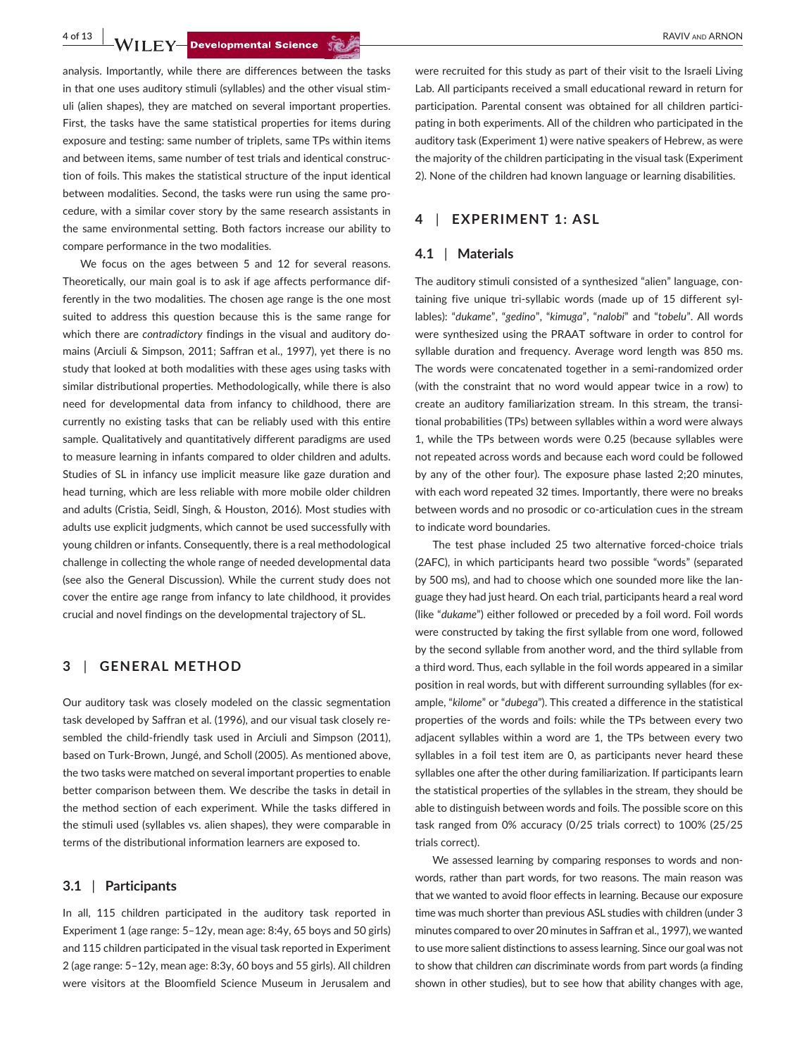analysis. Importantly, while there are differences between the tasks in that one uses auditory stimuli (syllables) and the other visual stimuli (alien shapes), they are matched on several important properties. First, the tasks have the same statistical properties for items during exposure and testing: same number of triplets, same TPs within items and between items, same number of test trials and identical construction of foils. This makes the statistical structure of the input identical between modalities. Second, the tasks were run using the same procedure, with a similar cover story by the same research assistants in the same environmental setting. Both factors increase our ability to compare performance in the two modalities.

We focus on the ages between 5 and 12 for several reasons. Theoretically, our main goal is to ask if age affects performance differently in the two modalities. The chosen age range is the one most suited to address this question because this is the same range for which there are *contradictory* findings in the visual and auditory domains (Arciuli & Simpson, 2011; Saffran et al., 1997), yet there is no study that looked at both modalities with these ages using tasks with similar distributional properties. Methodologically, while there is also need for developmental data from infancy to childhood, there are currently no existing tasks that can be reliably used with this entire sample. Qualitatively and quantitatively different paradigms are used to measure learning in infants compared to older children and adults. Studies of SL in infancy use implicit measure like gaze duration and head turning, which are less reliable with more mobile older children and adults (Cristia, Seidl, Singh, & Houston, 2016). Most studies with adults use explicit judgments, which cannot be used successfully with young children or infants. Consequently, there is a real methodological challenge in collecting the whole range of needed developmental data (see also the General Discussion). While the current study does not cover the entire age range from infancy to late childhood, it provides crucial and novel findings on the developmental trajectory of SL.

## 3 | GENERAL METHOD

Our auditory task was closely modeled on the classic segmentation task developed by Saffran et al. (1996), and our visual task closely resembled the child-friendly task used in Arciuli and Simpson (2011), based on Turk-Brown, Jungé, and Scholl (2005). As mentioned above, the two tasks were matched on several important properties to enable better comparison between them. We describe the tasks in detail in the method section of each experiment. While the tasks differed in the stimuli used (syllables vs. alien shapes), they were comparable in terms of the distributional information learners are exposed to.

### 3.1 | Participants

In all, 115 children participated in the auditory task reported in Experiment 1 (age range: 5–12y, mean age: 8:4y, 65 boys and 50 girls) and 115 children participated in the visual task reported in Experiment 2 (age range: 5–12y, mean age: 8:3y, 60 boys and 55 girls). All children were visitors at the Bloomfield Science Museum in Jerusalem and were recruited for this study as part of their visit to the Israeli Living Lab. All participants received a small educational reward in return for participation. Parental consent was obtained for all children participating in both experiments. All of the children who participated in the auditory task (Experiment 1) were native speakers of Hebrew, as were the majority of the children participating in the visual task (Experiment 2). None of the children had known language or learning disabilities.

## 4 | EXPERIMENT 1: ASL

### 4.1 | Materials

The auditory stimuli consisted of a synthesized "alien" language, containing five unique tri-syllabic words (made up of 15 different syllables): "*dukame*", "*gedino*", "*kimuga*", "*nalobi*" and "*tobelu*". All words were synthesized using the PRAAT software in order to control for syllable duration and frequency. Average word length was 850 ms. The words were concatenated together in a semi-randomized order (with the constraint that no word would appear twice in a row) to create an auditory familiarization stream. In this stream, the transitional probabilities (TPs) between syllables within a word were always 1, while the TPs between words were 0.25 (because syllables were not repeated across words and because each word could be followed by any of the other four). The exposure phase lasted 2;20 minutes, with each word repeated 32 times. Importantly, there were no breaks between words and no prosodic or co-articulation cues in the stream to indicate word boundaries.

The test phase included 25 two alternative forced-choice trials (2AFC), in which participants heard two possible "words" (separated by 500 ms), and had to choose which one sounded more like the language they had just heard. On each trial, participants heard a real word (like "*dukame*") either followed or preceded by a foil word. Foil words were constructed by taking the first syllable from one word, followed by the second syllable from another word, and the third syllable from a third word. Thus, each syllable in the foil words appeared in a similar position in real words, but with different surrounding syllables (for example, "*kilome*" or "*dubega*"). This created a difference in the statistical properties of the words and foils: while the TPs between every two adjacent syllables within a word are 1, the TPs between every two syllables in a foil test item are 0, as participants never heard these syllables one after the other during familiarization. If participants learn the statistical properties of the syllables in the stream, they should be able to distinguish between words and foils. The possible score on this task ranged from 0% accuracy (0/25 trials correct) to 100% (25/25 trials correct).

We assessed learning by comparing responses to words and nonwords, rather than part words, for two reasons. The main reason was that we wanted to avoid floor effects in learning. Because our exposure time was much shorter than previous ASL studies with children (under 3 minutes compared to over 20 minutes in Saffran et al., 1997), we wanted to use more salient distinctions to assess learning. Since our goal was not to show that children *can* discriminate words from part words (a finding shown in other studies), but to see how that ability changes with age,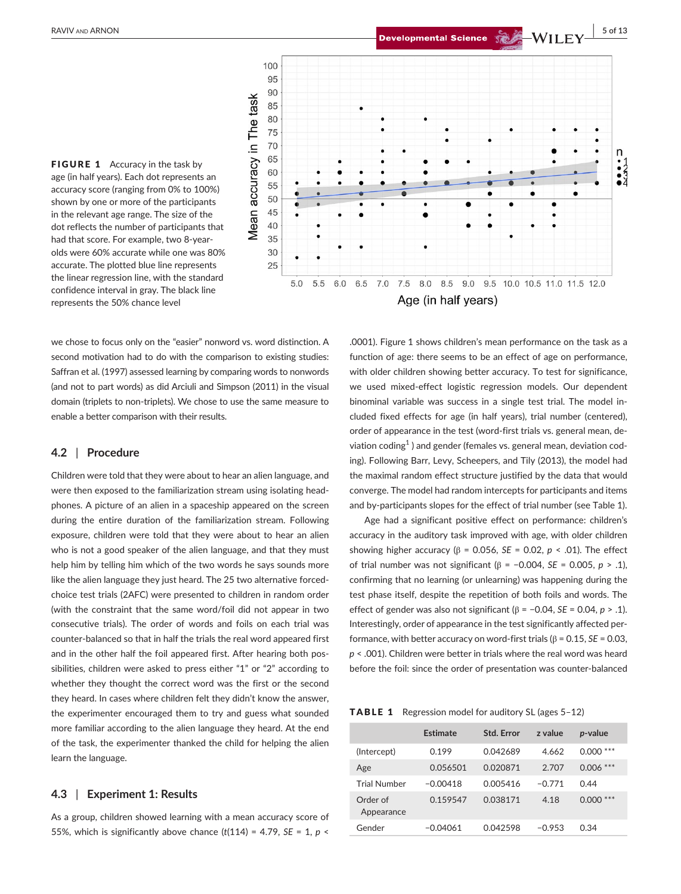**FIGURE 1** Accuracy in the task by age (in half years). Each dot represents an accuracy score (ranging from 0% to 100%) shown by one or more of the participants in the relevant age range. The size of the dot reflects the number of participants that had that score. For example, two 8-year-olds were 60% accurate while one was 80% accurate. The plotted blue line represents the linear regression line, with the standard confidence interval in gray. The black line represents the 50% chance level

we chose to focus only on the "easier" nonword vs. word distinction. A second motivation had to do with the comparison to existing studies: Saffran et al. (1997) assessed learning by comparing words to nonwords (and not to part words) as did Arciuli and Simpson (2011) in the visual domain (triplets to non-triplets). We chose to use the same measure to enable a better comparison with their results.

## 4.2 | Procedure

Children were told that they were about to hear an alien language, and were then exposed to the familiarization stream using isolating headphones. A picture of an alien in a spaceship appeared on the screen during the entire duration of the familiarization stream. Following exposure, children were told that they were about to hear an alien who is not a good speaker of the alien language, and that they must help him by telling him which of the two words he says sounds more like the alien language they just heard. The 25 two alternative forced-choice test trials (2AFC) were presented to children in random order (with the constraint that the same word/foil did not appear in two consecutive trials). The order of words and foils on each trial was counter-balanced so that in half the trials the real word appeared first and in the other half the foil appeared first. After hearing both possibilities, children were asked to press either "1" or "2" according to whether they thought the correct word was the first or the second they heard. In cases where children felt they didn't know the answer, the experimenter encouraged them to try and guess what sounded more familiar according to the alien language they heard. At the end of the task, the experimenter thanked the child for helping the alien learn the language.

## 4.3 | Experiment 1: Results

As a group, children showed learning with a mean accuracy score of 55%, which is significantly above chance ($t(114) = 4.79$, $SE = 1$, $p < .0001$). Figure 1 shows children's mean performance on the task as a function of age: there seems to be an effect of age on performance, with older children showing better accuracy. To test for significance, we used mixed-effect logistic regression models. Our dependent binominal variable was success in a single test trial. The model included fixed effects for age (in half years), trial number (centered), order of appearance in the test (word-first trials vs. general mean, deviation coding[1]) and gender (females vs. general mean, deviation coding). Following Barr, Levy, Scheepers, and Tily (2013), the model had the maximal random effect structure justified by the data that would converge. The model had random intercepts for participants and items and by-participants slopes for the effect of trial number (see Table 1).

Age had a significant positive effect on performance: children's accuracy in the auditory task improved with age, with older children showing higher accuracy ($\beta = 0.056$, $SE = 0.02$, $p < .01$). The effect of trial number was not significant ($\beta = -0.004$, $SE = 0.005$, $p > .1$), confirming that no learning (or unlearning) was happening during the test phase itself, despite the repetition of both foils and words. The effect of gender was also not significant ($\beta = -0.04$, $SE = 0.04$, $p > .1$). Interestingly, order of appearance in the test significantly affected performance, with better accuracy on word-first trials ($\beta = 0.15$, $SE = 0.03$, $p < .001$). Children were better in trials where the real word was heard before the foil: since the order of presentation was counter-balanced

**TABLE 1** Regression model for auditory SL (ages 5–12)

| | Estimate | Std. Error | z value | p-value |
|---|---|---|---|---|
| (Intercept) | 0.199 | 0.042689 | 4.662 | 0.000 *** |
| Age | 0.056501 | 0.020871 | 2.707 | 0.006 *** |
| Trial Number | −0.00418 | 0.005416 | −0.771 | 0.44 |
| Order of Appearance | 0.159547 | 0.038171 | 4.18 | 0.000 *** |
| Gender | −0.04061 | 0.042598 | −0.953 | 0.34 |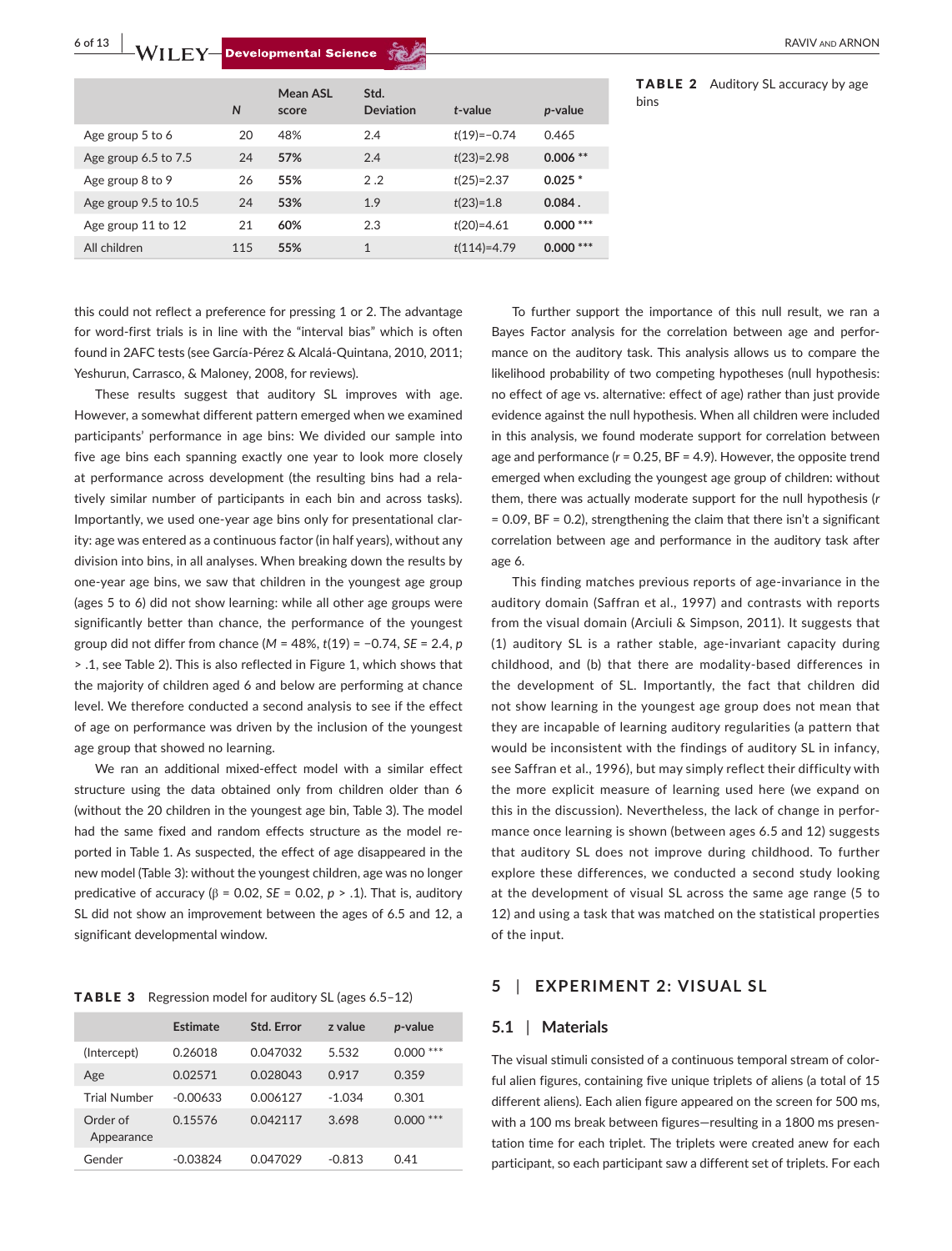| | $N$ | Mean ASL score | Std. Deviation | $t$-value | $p$-value |
|---|---|---|---|---|---|
| Age group 5 to 6 | 20 | 48% | 2.4 | $t(19)=-0.74$ | 0.465 |
| Age group 6.5 to 7.5 | 24 | **57%** | 2.4 | $t(23)=2.98$ | **0.006** ** |
| Age group 8 to 9 | 26 | **55%** | 2 .2 | $t(25)=2.37$ | **0.025** * |
| Age group 9.5 to 10.5 | 24 | **53%** | 1.9 | $t(23)=1.8$ | **0.084** . |
| Age group 11 to 12 | 21 | **60%** | 2.3 | $t(20)=4.61$ | **0.000** *** |
| All children | 115 | **55%** | 1 | $t(114)=4.79$ | **0.000** *** |

**TABLE 2** Auditory SL accuracy by age bins

this could not reflect a preference for pressing 1 or 2. The advantage for word-first trials is in line with the "interval bias" which is often found in 2AFC tests (see García-Pérez & Alcalá-Quintana, 2010, 2011; Yeshurun, Carrasco, & Maloney, 2008, for reviews).

These results suggest that auditory SL improves with age. However, a somewhat different pattern emerged when we examined participants' performance in age bins: We divided our sample into five age bins each spanning exactly one year to look more closely at performance across development (the resulting bins had a relatively similar number of participants in each bin and across tasks). Importantly, we used one-year age bins only for presentational clarity: age was entered as a continuous factor (in half years), without any division into bins, in all analyses. When breaking down the results by one-year age bins, we saw that children in the youngest age group (ages 5 to 6) did not show learning: while all other age groups were significantly better than chance, the performance of the youngest group did not differ from chance ($M$ = 48%, $t(19) = -0.74$, $SE$ = 2.4, $p$ > .1, see Table 2). This is also reflected in Figure 1, which shows that the majority of children aged 6 and below are performing at chance level. We therefore conducted a second analysis to see if the effect of age on performance was driven by the inclusion of the youngest age group that showed no learning.

We ran an additional mixed-effect model with a similar effect structure using the data obtained only from children older than 6 (without the 20 children in the youngest age bin, Table 3). The model had the same fixed and random effects structure as the model reported in Table 1. As suspected, the effect of age disappeared in the new model (Table 3): without the youngest children, age was no longer predictive of accuracy ($\beta$ = 0.02, $SE$ = 0.02, $p$ > .1). That is, auditory SL did not show an improvement between the ages of 6.5 and 12, a significant developmental window.

**TABLE 3** Regression model for auditory SL (ages 6.5–12)

| | Estimate | Std. Error | z value | $p$-value |
|---|---|---|---|---|
| (Intercept) | 0.26018 | 0.047032 | 5.532 | 0.000 *** |
| Age | 0.02571 | 0.028043 | 0.917 | 0.359 |
| Trial Number | -0.00633 | 0.006127 | -1.034 | 0.301 |
| Order of Appearance | 0.15576 | 0.042117 | 3.698 | 0.000 *** |
| Gender | -0.03824 | 0.047029 | -0.813 | 0.41 |

To further support the importance of this null result, we ran a Bayes Factor analysis for the correlation between age and performance on the auditory task. This analysis allows us to compare the likelihood probability of two competing hypotheses (null hypothesis: no effect of age vs. alternative: effect of age) rather than just provide evidence against the null hypothesis. When all children were included in this analysis, we found moderate support for correlation between age and performance ($r$ = 0.25, BF = 4.9). However, the opposite trend emerged when excluding the youngest age group of children: without them, there was actually moderate support for the null hypothesis ($r$ = 0.09, BF = 0.2), strengthening the claim that there isn't a significant correlation between age and performance in the auditory task after age 6.

This finding matches previous reports of age-invariance in the auditory domain (Saffran et al., 1997) and contrasts with reports from the visual domain (Arciuli & Simpson, 2011). It suggests that (1) auditory SL is a rather stable, age-invariant capacity during childhood, and (b) that there are modality-based differences in the development of SL. Importantly, the fact that children did not show learning in the youngest age group does not mean that they are incapable of learning auditory regularities (a pattern that would be inconsistent with the findings of auditory SL in infancy, see Saffran et al., 1996), but may simply reflect their difficulty with the more explicit measure of learning used here (we expand on this in the discussion). Nevertheless, the lack of change in performance once learning is shown (between ages 6.5 and 12) suggests that auditory SL does not improve during childhood. To further explore these differences, we conducted a second study looking at the development of visual SL across the same age range (5 to 12) and using a task that was matched on the statistical properties of the input.

## 5 | EXPERIMENT 2: VISUAL SL

### 5.1 | Materials

The visual stimuli consisted of a continuous temporal stream of colorful alien figures, containing five unique triplets of aliens (a total of 15 different aliens). Each alien figure appeared on the screen for 500 ms, with a 100 ms break between figures—resulting in a 1800 ms presentation time for each triplet. The triplets were created anew for each participant, so each participant saw a different set of triplets. For each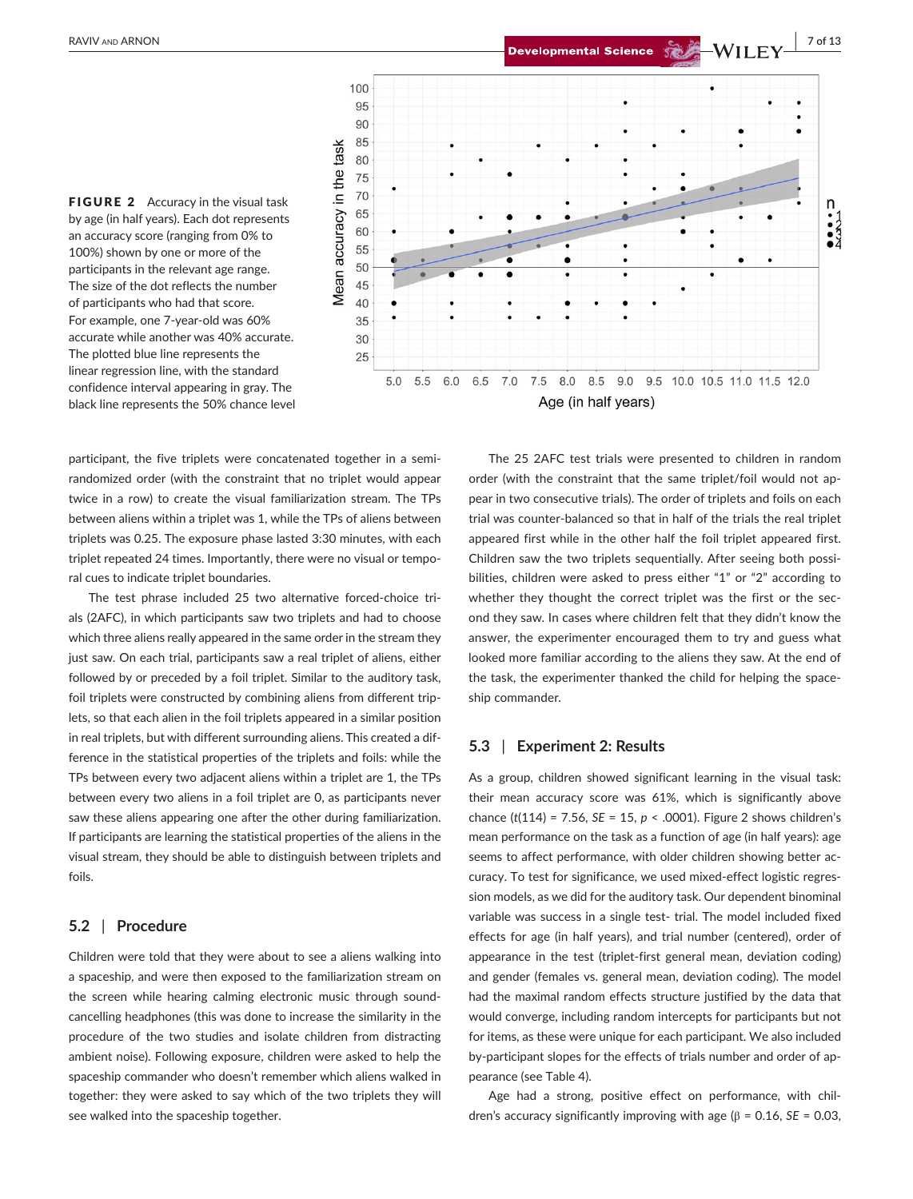FIGURE 2 Accuracy in the visual task by age (in half years). Each dot represents an accuracy score (ranging from 0% to 100%) shown by one or more of the participants in the relevant age range. The size of the dot reflects the number of participants who had that score. For example, one 7-year-old was 60% accurate while another was 40% accurate. The plotted blue line represents the linear regression line, with the standard confidence interval appearing in gray. The black line represents the 50% chance level

participant, the five triplets were concatenated together in a semi-randomized order (with the constraint that no triplet would appear twice in a row) to create the visual familiarization stream. The TPs between aliens within a triplet was 1, while the TPs of aliens between triplets was 0.25. The exposure phase lasted 3:30 minutes, with each triplet repeated 24 times. Importantly, there were no visual or temporal cues to indicate triplet boundaries.

The test phrase included 25 two alternative forced-choice trials (2AFC), in which participants saw two triplets and had to choose which three aliens really appeared in the same order in the stream they just saw. On each trial, participants saw a real triplet of aliens, either followed by or preceded by a foil triplet. Similar to the auditory task, foil triplets were constructed by combining aliens from different triplets, so that each alien in the foil triplets appeared in a similar position in real triplets, but with different surrounding aliens. This created a difference in the statistical properties of the triplets and foils: while the TPs between every two adjacent aliens within a triplet are 1, the TPs between every two aliens in a foil triplet are 0, as participants never saw these aliens appearing one after the other during familiarization. If participants are learning the statistical properties of the aliens in the visual stream, they should be able to distinguish between triplets and foils.

## 5.2 | Procedure

Children were told that they were about to see a aliens walking into a spaceship, and were then exposed to the familiarization stream on the screen while hearing calming electronic music through sound-cancelling headphones (this was done to increase the similarity in the procedure of the two studies and isolate children from distracting ambient noise). Following exposure, children were asked to help the spaceship commander who doesn't remember which aliens walked in together: they were asked to say which of the two triplets they will see walked into the spaceship together.

The 25 2AFC test trials were presented to children in random order (with the constraint that the same triplet/foil would not appear in two consecutive trials). The order of triplets and foils on each trial was counter-balanced so that in half of the trials the real triplet appeared first while in the other half the foil triplet appeared first. Children saw the two triplets sequentially. After seeing both possibilities, children were asked to press either "1" or "2" according to whether they thought the correct triplet was the first or the second they saw. In cases where children felt that they didn't know the answer, the experimenter encouraged them to try and guess what looked more familiar according to the aliens they saw. At the end of the task, the experimenter thanked the child for helping the spaceship commander.

## 5.3 | Experiment 2: Results

As a group, children showed significant learning in the visual task: their mean accuracy score was 61%, which is significantly above chance ($t(114) = 7.56$, $SE = 15$, $p < .0001$). Figure 2 shows children's mean performance on the task as a function of age (in half years): age seems to affect performance, with older children showing better accuracy. To test for significance, we used mixed-effect logistic regression models, as we did for the auditory task. Our dependent binominal variable was success in a single test- trial. The model included fixed effects for age (in half years), and trial number (centered), order of appearance in the test (triplet-first general mean, deviation coding) and gender (females vs. general mean, deviation coding). The model had the maximal random effects structure justified by the data that would converge, including random intercepts for participants but not for items, as these were unique for each participant. We also included by-participant slopes for the effects of trials number and order of appearance (see Table 4).

Age had a strong, positive effect on performance, with children's accuracy significantly improving with age ($\beta = 0.16$, $SE = 0.03$,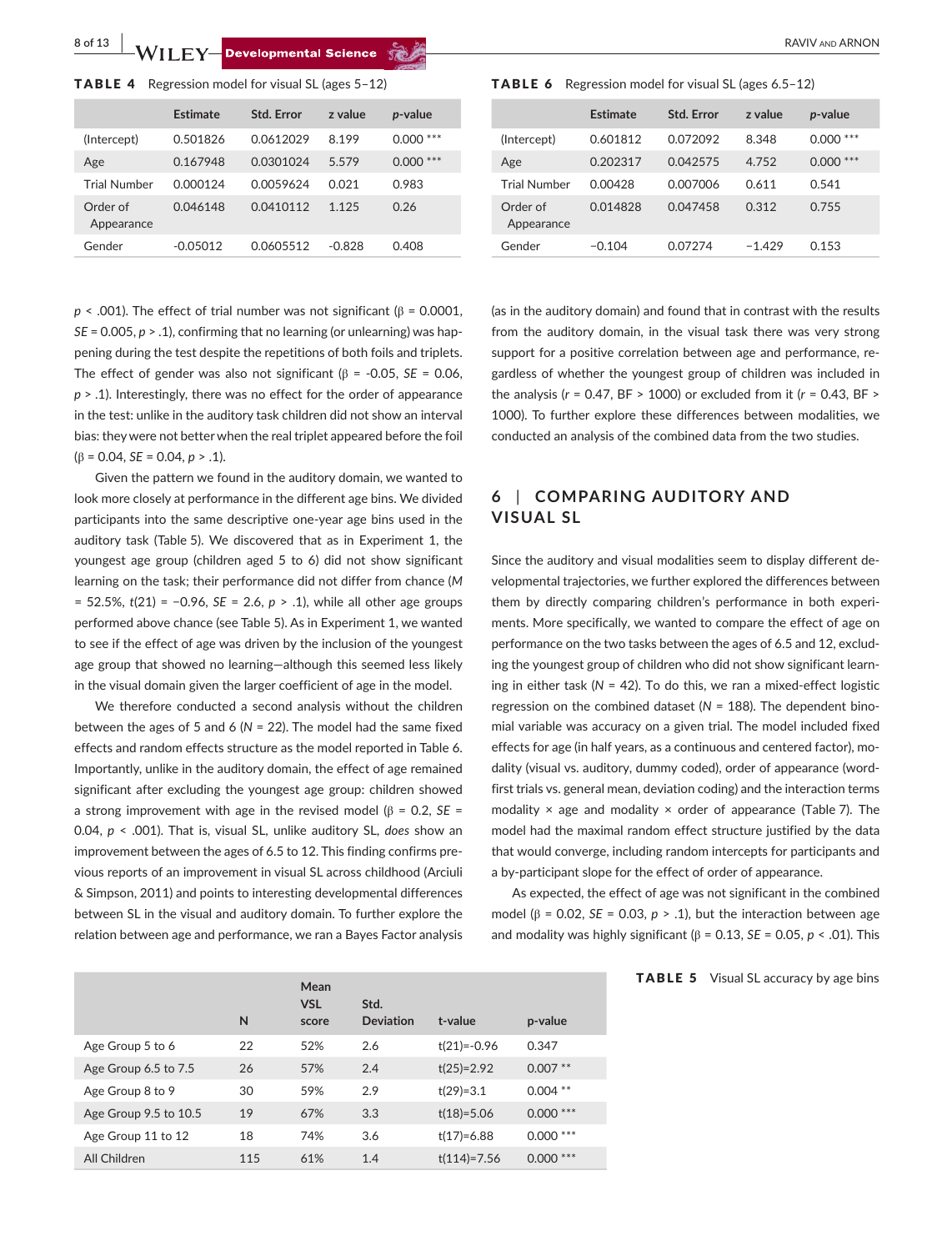**TABLE 4** Regression model for visual SL (ages 5–12)

| | Estimate | Std. Error | z value | p-value |
|---|---|---|---|---|
| (Intercept) | 0.501826 | 0.0612029 | 8.199 | 0.000 *** |
| Age | 0.167948 | 0.0301024 | 5.579 | 0.000 *** |
| Trial Number | 0.000124 | 0.0059624 | 0.021 | 0.983 |
| Order of Appearance | 0.046148 | 0.0410112 | 1.125 | 0.26 |
| Gender | -0.05012 | 0.0605512 | -0.828 | 0.408 |

**TABLE 6** Regression model for visual SL (ages 6.5–12)

| | Estimate | Std. Error | z value | p-value |
|---|---|---|---|---|
| (Intercept) | 0.601812 | 0.072092 | 8.348 | 0.000 *** |
| Age | 0.202317 | 0.042575 | 4.752 | 0.000 *** |
| Trial Number | 0.00428 | 0.007006 | 0.611 | 0.541 |
| Order of Appearance | 0.014828 | 0.047458 | 0.312 | 0.755 |
| Gender | −0.104 | 0.07274 | −1.429 | 0.153 |

$p < .001$). The effect of trial number was not significant ($\beta = 0.0001$, $SE = 0.005$, $p > .1$), confirming that no learning (or unlearning) was happening during the test despite the repetitions of both foils and triplets. The effect of gender was also not significant ($\beta = -0.05$, $SE = 0.06$, $p > .1$). Interestingly, there was no effect for the order of appearance in the test: unlike in the auditory task children did not show an interval bias: they were not better when the real triplet appeared before the foil ($\beta = 0.04$, $SE = 0.04$, $p > .1$).

Given the pattern we found in the auditory domain, we wanted to look more closely at performance in the different age bins. We divided participants into the same descriptive one-year age bins used in the auditory task (Table 5). We discovered that as in Experiment 1, the youngest age group (children aged 5 to 6) did not show significant learning on the task; their performance did not differ from chance ($M = 52.5\%$, $t(21) = -0.96$, $SE = 2.6$, $p > .1$), while all other age groups performed above chance (see Table 5). As in Experiment 1, we wanted to see if the effect of age was driven by the inclusion of the youngest age group that showed no learning—although this seemed less likely in the visual domain given the larger coefficient of age in the model.

We therefore conducted a second analysis without the children between the ages of 5 and 6 ($N = 22$). The model had the same fixed effects and random effects structure as the model reported in Table 6. Importantly, unlike in the auditory domain, the effect of age remained significant after excluding the youngest age group: children showed a strong improvement with age in the revised model ($\beta = 0.2$, $SE = 0.04$, $p < .001$). That is, visual SL, unlike auditory SL, *does* show an improvement between the ages of 6.5 to 12. This finding confirms previous reports of an improvement in visual SL across childhood (Arciuli & Simpson, 2011) and points to interesting developmental differences between SL in the visual and auditory domain. To further explore the relation between age and performance, we ran a Bayes Factor analysis (as in the auditory domain) and found that in contrast with the results from the auditory domain, in the visual task there was very strong support for a positive correlation between age and performance, regardless of whether the youngest group of children was included in the analysis ($r = 0.47$, BF > 1000) or excluded from it ($r = 0.43$, BF > 1000). To further explore these differences between modalities, we conducted an analysis of the combined data from the two studies.

## 6 | COMPARING AUDITORY AND VISUAL SL

Since the auditory and visual modalities seem to display different developmental trajectories, we further explored the differences between them by directly comparing children's performance in both experiments. More specifically, we wanted to compare the effect of age on performance on the two tasks between the ages of 6.5 and 12, excluding the youngest group of children who did not show significant learning in either task ($N = 42$). To do this, we ran a mixed-effect logistic regression on the combined dataset ($N = 188$). The dependent binomial variable was accuracy on a given trial. The model included fixed effects for age (in half years, as a continuous and centered factor), modality (visual vs. auditory, dummy coded), order of appearance (word-first trials vs. general mean, deviation coding) and the interaction terms modality × age and modality × order of appearance (Table 7). The model had the maximal random effect structure justified by the data that would converge, including random intercepts for participants and a by-participant slope for the effect of order of appearance.

As expected, the effect of age was not significant in the combined model ($\beta = 0.02$, $SE = 0.03$, $p > .1$), but the interaction between age and modality was highly significant ($\beta = 0.13$, $SE = 0.05$, $p < .01$). This

**TABLE 5** Visual SL accuracy by age bins

| | N | Mean VSL score | Std. Deviation | t-value | p-value |
|---|---|---|---|---|---|
| Age Group 5 to 6 | 22 | 52% | 2.6 | t(21)=-0.96 | 0.347 |
| Age Group 6.5 to 7.5 | 26 | 57% | 2.4 | t(25)=2.92 | 0.007 ** |
| Age Group 8 to 9 | 30 | 59% | 2.9 | t(29)=3.1 | 0.004 ** |
| Age Group 9.5 to 10.5 | 19 | 67% | 3.3 | t(18)=5.06 | 0.000 *** |
| Age Group 11 to 12 | 18 | 74% | 3.6 | t(17)=6.88 | 0.000 *** |
| All Children | 115 | 61% | 1.4 | t(114)=7.56 | 0.000 *** |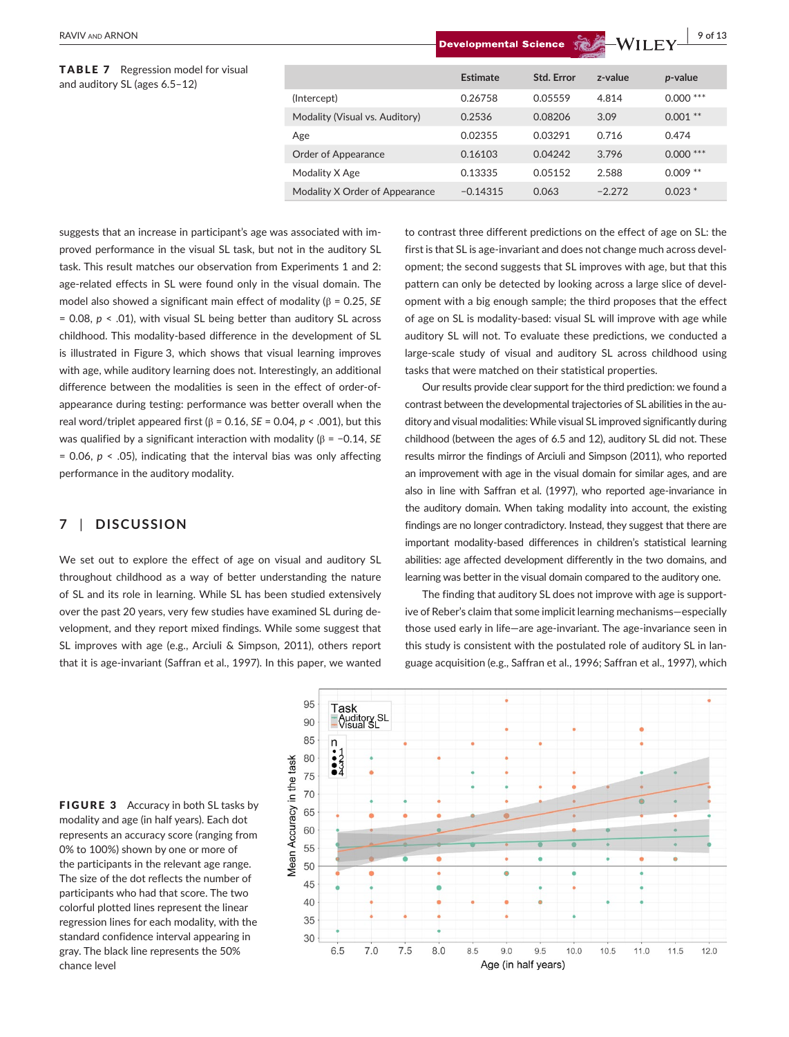**TABLE 7** Regression model for visual and auditory SL (ages 6.5–12)

| | Estimate | Std. Error | z-value | *p*-value |
|---|---|---|---|---|
| (Intercept) | 0.26758 | 0.05559 | 4.814 | 0.000 *** |
| Modality (Visual vs. Auditory) | 0.2536 | 0.08206 | 3.09 | 0.001 ** |
| Age | 0.02355 | 0.03291 | 0.716 | 0.474 |
| Order of Appearance | 0.16103 | 0.04242 | 3.796 | 0.000 *** |
| Modality X Age | 0.13335 | 0.05152 | 2.588 | 0.009 ** |
| Modality X Order of Appearance | −0.14315 | 0.063 | −2.272 | 0.023 * |

suggests that an increase in participant's age was associated with improved performance in the visual SL task, but not in the auditory SL task. This result matches our observation from Experiments 1 and 2: age-related effects in SL were found only in the visual domain. The model also showed a significant main effect of modality (β = 0.25, *SE* = 0.08, $p < .01$), with visual SL being better than auditory SL across childhood. This modality-based difference in the development of SL is illustrated in Figure 3, which shows that visual learning improves with age, while auditory learning does not. Interestingly, an additional difference between the modalities is seen in the effect of order-of-appearance during testing: performance was better overall when the real word/triplet appeared first (β = 0.16, *SE* = 0.04, $p < .001$), but this was qualified by a significant interaction with modality (β = −0.14, *SE* = 0.06, $p < .05$), indicating that the interval bias was only affecting performance in the auditory modality.

## 7 | DISCUSSION

We set out to explore the effect of age on visual and auditory SL throughout childhood as a way of better understanding the nature of SL and its role in learning. While SL has been studied extensively over the past 20 years, very few studies have examined SL during development, and they report mixed findings. While some suggest that SL improves with age (e.g., Arciuli & Simpson, 2011), others report that it is age-invariant (Saffran et al., 1997). In this paper, we wanted to contrast three different predictions on the effect of age on SL: the first is that SL is age-invariant and does not change much across development; the second suggests that SL improves with age, but that this pattern can only be detected by looking across a large slice of development with a big enough sample; the third proposes that the effect of age on SL is modality-based: visual SL will improve with age while auditory SL will not. To evaluate these predictions, we conducted a large-scale study of visual and auditory SL across childhood using tasks that were matched on their statistical properties.

Our results provide clear support for the third prediction: we found a contrast between the developmental trajectories of SL abilities in the auditory and visual modalities: While visual SL improved significantly during childhood (between the ages of 6.5 and 12), auditory SL did not. These results mirror the findings of Arciuli and Simpson (2011), who reported an improvement with age in the visual domain for similar ages, and are also in line with Saffran et al. (1997), who reported age-invariance in the auditory domain. When taking modality into account, the existing findings are no longer contradictory. Instead, they suggest that there are important modality-based differences in children's statistical learning abilities: age affected development differently in the two domains, and learning was better in the visual domain compared to the auditory one.

The finding that auditory SL does not improve with age is supportive of Reber's claim that some implicit learning mechanisms—especially those used early in life—are age-invariant. The age-invariance seen in this study is consistent with the postulated role of auditory SL in language acquisition (e.g., Saffran et al., 1996; Saffran et al., 1997), which

**FIGURE 3** Accuracy in both SL tasks by modality and age (in half years). Each dot represents an accuracy score (ranging from 0% to 100%) shown by one or more of the participants in the relevant age range. The size of the dot reflects the number of participants who had that score. The two colorful plotted lines represent the linear regression lines for each modality, with the standard confidence interval appearing in gray. The black line represents the 50% chance level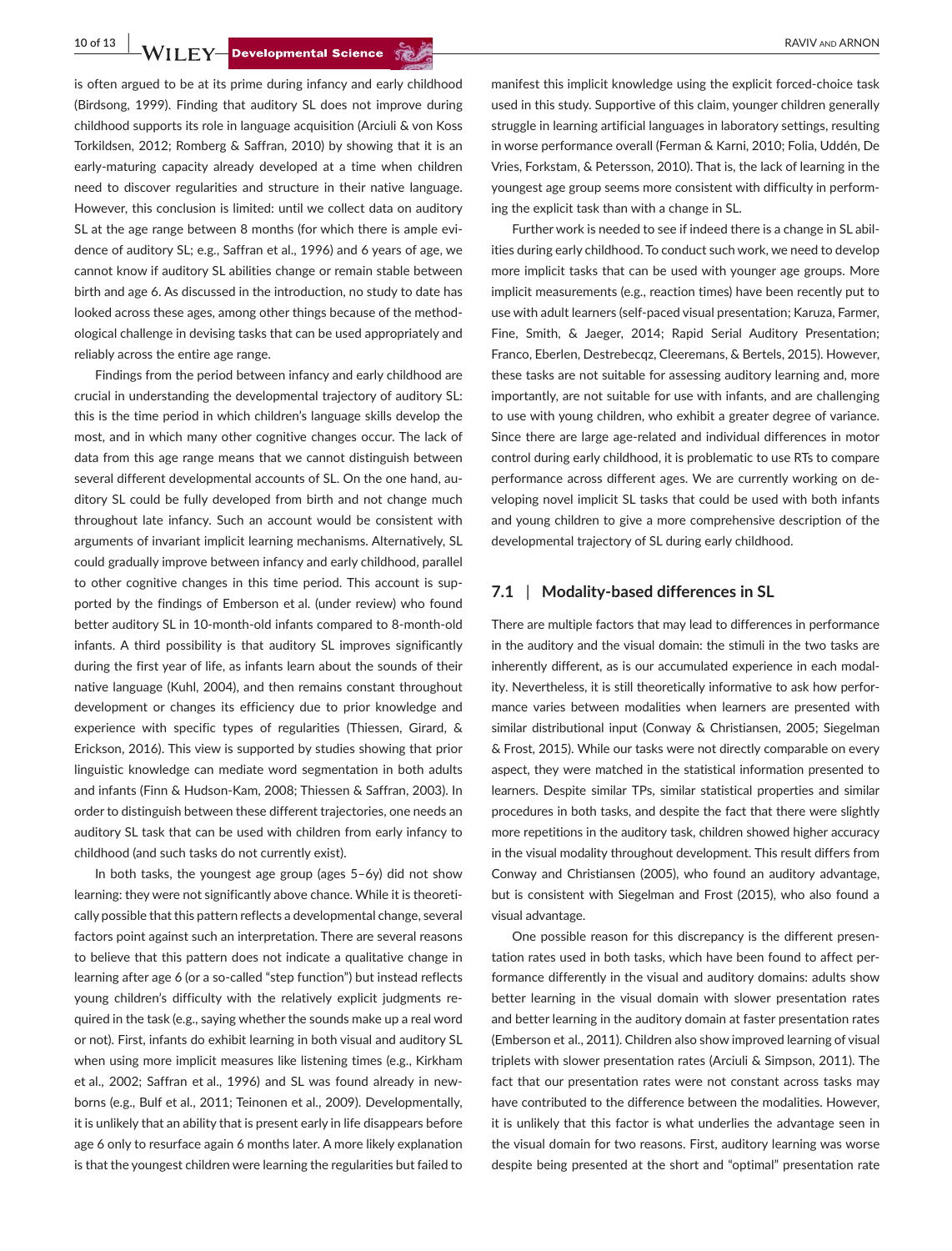is often argued to be at its prime during infancy and early childhood (Birdsong, 1999). Finding that auditory SL does not improve during childhood supports its role in language acquisition (Arciuli & von Koss Torkildsen, 2012; Romberg & Saffran, 2010) by showing that it is an early-maturing capacity already developed at a time when children need to discover regularities and structure in their native language. However, this conclusion is limited: until we collect data on auditory SL at the age range between 8 months (for which there is ample evidence of auditory SL; e.g., Saffran et al., 1996) and 6 years of age, we cannot know if auditory SL abilities change or remain stable between birth and age 6. As discussed in the introduction, no study to date has looked across these ages, among other things because of the methodological challenge in devising tasks that can be used appropriately and reliably across the entire age range.

Findings from the period between infancy and early childhood are crucial in understanding the developmental trajectory of auditory SL: this is the time period in which children's language skills develop the most, and in which many other cognitive changes occur. The lack of data from this age range means that we cannot distinguish between several different developmental accounts of SL. On the one hand, auditory SL could be fully developed from birth and not change much throughout late infancy. Such an account would be consistent with arguments of invariant implicit learning mechanisms. Alternatively, SL could gradually improve between infancy and early childhood, parallel to other cognitive changes in this time period. This account is supported by the findings of Emberson et al. (under review) who found better auditory SL in 10-month-old infants compared to 8-month-old infants. A third possibility is that auditory SL improves significantly during the first year of life, as infants learn about the sounds of their native language (Kuhl, 2004), and then remains constant throughout development or changes its efficiency due to prior knowledge and experience with specific types of regularities (Thiessen, Girard, & Erickson, 2016). This view is supported by studies showing that prior linguistic knowledge can mediate word segmentation in both adults and infants (Finn & Hudson-Kam, 2008; Thiessen & Saffran, 2003). In order to distinguish between these different trajectories, one needs an auditory SL task that can be used with children from early infancy to childhood (and such tasks do not currently exist).

In both tasks, the youngest age group (ages 5–6y) did not show learning: they were not significantly above chance. While it is theoretically possible that this pattern reflects a developmental change, several factors point against such an interpretation. There are several reasons to believe that this pattern does not indicate a qualitative change in learning after age 6 (or a so-called "step function") but instead reflects young children's difficulty with the relatively explicit judgments required in the task (e.g., saying whether the sounds make up a real word or not). First, infants do exhibit learning in both visual and auditory SL when using more implicit measures like listening times (e.g., Kirkham et al., 2002; Saffran et al., 1996) and SL was found already in newborns (e.g., Bulf et al., 2011; Teinonen et al., 2009). Developmentally, it is unlikely that an ability that is present early in life disappears before age 6 only to resurface again 6 months later. A more likely explanation is that the youngest children were learning the regularities but failed to manifest this implicit knowledge using the explicit forced-choice task used in this study. Supportive of this claim, younger children generally struggle in learning artificial languages in laboratory settings, resulting in worse performance overall (Ferman & Karni, 2010; Folia, Uddén, De Vries, Forkstam, & Petersson, 2010). That is, the lack of learning in the youngest age group seems more consistent with difficulty in performing the explicit task than with a change in SL.

Further work is needed to see if indeed there is a change in SL abilities during early childhood. To conduct such work, we need to develop more implicit tasks that can be used with younger age groups. More implicit measurements (e.g., reaction times) have been recently put to use with adult learners (self-paced visual presentation; Karuza, Farmer, Fine, Smith, & Jaeger, 2014; Rapid Serial Auditory Presentation; Franco, Eberlen, Destrebecqz, Cleeremans, & Bertels, 2015). However, these tasks are not suitable for assessing auditory learning and, more importantly, are not suitable for use with infants, and are challenging to use with young children, who exhibit a greater degree of variance. Since there are large age-related and individual differences in motor control during early childhood, it is problematic to use RTs to compare performance across different ages. We are currently working on developing novel implicit SL tasks that could be used with both infants and young children to give a more comprehensive description of the developmental trajectory of SL during early childhood.

## 7.1 | Modality-based differences in SL

There are multiple factors that may lead to differences in performance in the auditory and the visual domain: the stimuli in the two tasks are inherently different, as is our accumulated experience in each modality. Nevertheless, it is still theoretically informative to ask how performance varies between modalities when learners are presented with similar distributional input (Conway & Christiansen, 2005; Siegelman & Frost, 2015). While our tasks were not directly comparable on every aspect, they were matched in the statistical information presented to learners. Despite similar TPs, similar statistical properties and similar procedures in both tasks, and despite the fact that there were slightly more repetitions in the auditory task, children showed higher accuracy in the visual modality throughout development. This result differs from Conway and Christiansen (2005), who found an auditory advantage, but is consistent with Siegelman and Frost (2015), who also found a visual advantage.

One possible reason for this discrepancy is the different presentation rates used in both tasks, which have been found to affect performance differently in the visual and auditory domains: adults show better learning in the visual domain with slower presentation rates and better learning in the auditory domain at faster presentation rates (Emberson et al., 2011). Children also show improved learning of visual triplets with slower presentation rates (Arciuli & Simpson, 2011). The fact that our presentation rates were not constant across tasks may have contributed to the difference between the modalities. However, it is unlikely that this factor is what underlies the advantage seen in the visual domain for two reasons. First, auditory learning was worse despite being presented at the short and "optimal" presentation rate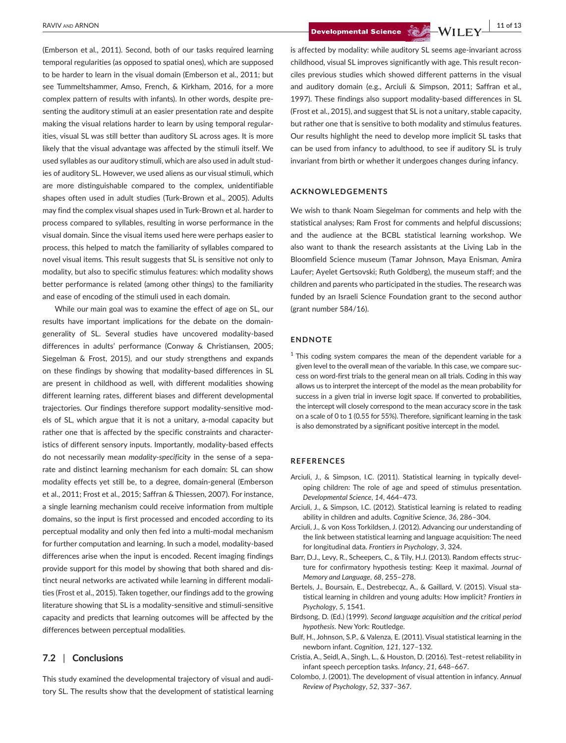(Emberson et al., 2011). Second, both of our tasks required learning temporal regularities (as opposed to spatial ones), which are supposed to be harder to learn in the visual domain (Emberson et al., 2011; but see Tummeltshammer, Amso, French, & Kirkham, 2016, for a more complex pattern of results with infants). In other words, despite presenting the auditory stimuli at an easier presentation rate and despite making the visual relations harder to learn by using temporal regularities, visual SL was still better than auditory SL across ages. It is more likely that the visual advantage was affected by the stimuli itself. We used syllables as our auditory stimuli, which are also used in adult studies of auditory SL. However, we used aliens as our visual stimuli, which are more distinguishable compared to the complex, unidentifiable shapes often used in adult studies (Turk-Browne et al., 2005). Adults may find the complex visual shapes used in Turk-Browne et al. harder to process compared to syllables, resulting in worse performance in the visual domain. Since the visual items used here were perhaps easier to process, this helped to match the familiarity of syllables compared to novel visual items. This result suggests that SL is sensitive not only to modality, but also to specific stimulus features: which modality shows better performance is related (among other things) to the familiarity and ease of encoding of the stimuli used in each domain.

While our main goal was to examine the effect of age on SL, our results have important implications for the debate on the domain-generality of SL. Several studies have uncovered modality-based differences in adults' performance (Conway & Christiansen, 2005; Siegelman & Frost, 2015), and our study strengthens and expands on these findings by showing that modality-based differences in SL are present in childhood as well, with different modalities showing different learning rates, different biases and different developmental trajectories. Our findings therefore support modality-sensitive models of SL, which argue that it is not a unitary, a-modal capacity but rather one that is affected by the specific constraints and characteristics of different sensory inputs. Importantly, modality-based effects do not necessarily mean *modality-specificity* in the sense of a separate and distinct learning mechanism for each domain: SL can show modality effects yet still be, to a degree, domain-general (Emberson et al., 2011; Frost et al., 2015; Saffran & Thiessen, 2007). For instance, a single learning mechanism could receive information from multiple domains, so the input is first processed and encoded according to its perceptual modality and only then fed into a multi-modal mechanism for further computation and learning. In such a model, modality-based differences arise when the input is encoded. Recent imaging findings provide support for this model by showing that both shared and distinct neural networks are activated while learning in different modalities (Frost et al., 2015). Taken together, our findings add to the growing literature showing that SL is a modality-sensitive and stimuli-sensitive capacity and predicts that learning outcomes will be affected by the differences between perceptual modalities.

## 7.2 | Conclusions

This study examined the developmental trajectory of visual and auditory SL. The results show that the development of statistical learning is affected by modality: while auditory SL seems age-invariant across childhood, visual SL improves significantly with age. This result reconciles previous studies which showed different patterns in the visual and auditory domain (e.g., Arciuli & Simpson, 2011; Saffran et al., 1997). These findings also support modality-based differences in SL (Frost et al., 2015), and suggest that SL is not a unitary, stable capacity, but rather one that is sensitive to both modality and stimulus features. Our results highlight the need to develop more implicit SL tasks that can be used from infancy to adulthood, to see if auditory SL is truly invariant from birth or whether it undergoes changes during infancy.

## ACKNOWLEDGEMENTS

We wish to thank Noam Siegelman for comments and help with the statistical analyses; Ram Frost for comments and helpful discussions; and the audience at the BCBL statistical learning workshop. We also want to thank the research assistants at the Living Lab in the Bloomfield Science museum (Tamar Johnson, Maya Enisman, Amira Laufer; Ayelet Gertsovski; Ruth Goldberg), the museum staff; and the children and parents who participated in the studies. The research was funded by an Israeli Science Foundation grant to the second author (grant number 584/16).

## ENDNOTE

[1] This coding system compares the mean of the dependent variable for a given level to the overall mean of the variable. In this case, we compare success on word-first trials to the general mean on all trials. Coding in this way allows us to interpret the intercept of the model as the mean probability for success in a given trial in inverse logit space. If converted to probabilities, the intercept will closely correspond to the mean accuracy score in the task on a scale of 0 to 1 (0.55 for 55%). Therefore, significant learning in the task is also demonstrated by a significant positive intercept in the model.

## REFERENCES

Arciuli, J., & Simpson, I.C. (2011). Statistical learning in typically developing children: The role of age and speed of stimulus presentation. *Developmental Science*, *14*, 464–473.

Arciuli, J., & Simpson, I.C. (2012). Statistical learning is related to reading ability in children and adults. *Cognitive Science*, *36*, 286–304.

Arciuli, J., & von Koss Torkildsen, J. (2012). Advancing our understanding of the link between statistical learning and language acquisition: The need for longitudinal data. *Frontiers in Psychology*, *3*, 324.

Barr, D.J., Levy, R., Scheepers, C., & Tily, H.J. (2013). Random effects structure for confirmatory hypothesis testing: Keep it maximal. *Journal of Memory and Language*, *68*, 255–278.

Bertels, J., Boursain, E., Destrebecqz, A., & Gaillard, V. (2015). Visual statistical learning in children and young adults: How implicit? *Frontiers in Psychology*, *5*, 1541.

Birdsong, D. (Ed.) (1999). *Second language acquisition and the critical period hypothesis*. New York: Routledge.

Bulf, H., Johnson, S.P., & Valenza, E. (2011). Visual statistical learning in the newborn infant. *Cognition*, *121*, 127–132.

Cristia, A., Seidl, A., Singh, L., & Houston, D. (2016). Test–retest reliability in infant speech perception tasks. *Infancy*, *21*, 648–667.

Colombo, J. (2001). The development of visual attention in infancy. *Annual Review of Psychology*, *52*, 337–367.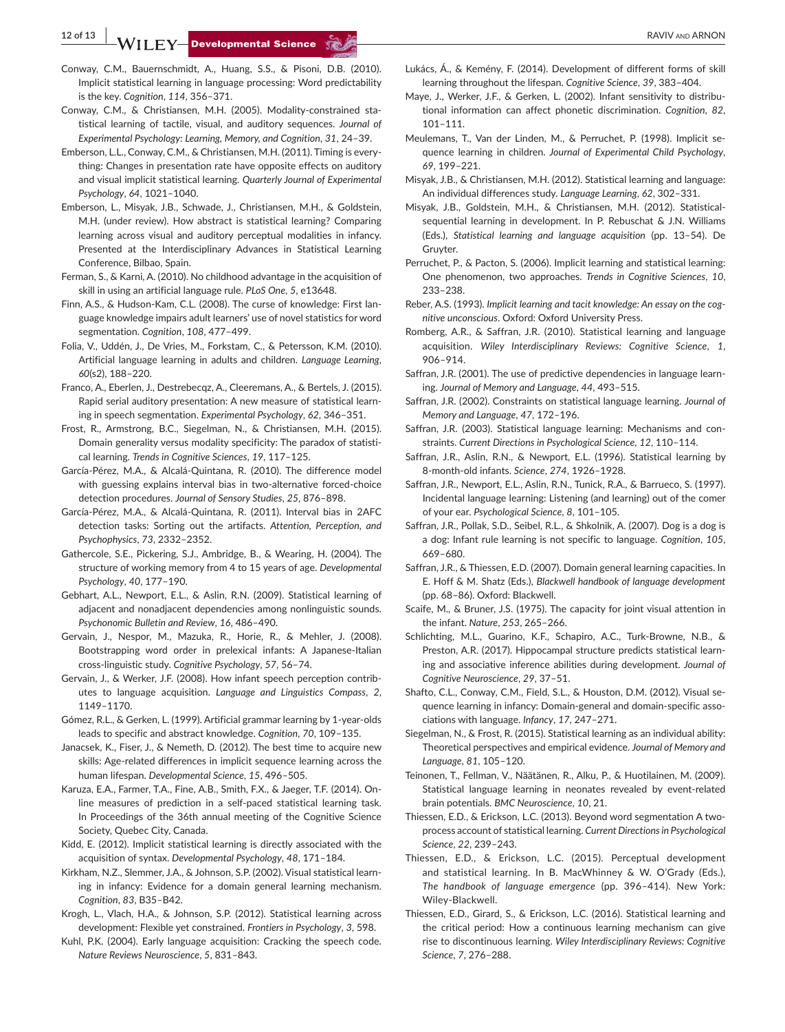Conway, C.M., Bauernschmidt, A., Huang, S.S., & Pisoni, D.B. (2010). Implicit statistical learning in language processing: Word predictability is the key. *Cognition*, *114*, 356–371.

Conway, C.M., & Christiansen, M.H. (2005). Modality-constrained statistical learning of tactile, visual, and auditory sequences. *Journal of Experimental Psychology: Learning, Memory, and Cognition*, *31*, 24–39.

Emberson, L.L., Conway, C.M., & Christiansen, M.H. (2011). Timing is everything: Changes in presentation rate have opposite effects on auditory and visual implicit statistical learning. *Quarterly Journal of Experimental Psychology*, *64*, 1021–1040.

Emberson, L., Misyak, J.B., Schwade, J., Christiansen, M.H., & Goldstein, M.H. (under review). How abstract is statistical learning? Comparing learning across visual and auditory perceptual modalities in infancy. Presented at the Interdisciplinary Advances in Statistical Learning Conference, Bilbao, Spain.

Ferman, S., & Karni, A. (2010). No childhood advantage in the acquisition of skill in using an artificial language rule. *PLoS One*, *5*, e13648.

Finn, A.S., & Hudson-Kam, C.L. (2008). The curse of knowledge: First language knowledge impairs adult learners' use of novel statistics for word segmentation. *Cognition*, *108*, 477–499.

Folia, V., Uddén, J., De Vries, M., Forkstam, C., & Petersson, K.M. (2010). Artificial language learning in adults and children. *Language Learning*, *60*(s2), 188–220.

Franco, A., Eberlen, J., Destrebecqz, A., Cleeremans, A., & Bertels, J. (2015). Rapid serial auditory presentation: A new measure of statistical learning in speech segmentation. *Experimental Psychology*, *62*, 346–351.

Frost, R., Armstrong, B.C., Siegelman, N., & Christiansen, M.H. (2015). Domain generality versus modality specificity: The paradox of statistical learning. *Trends in Cognitive Sciences*, *19*, 117–125.

García-Pérez, M.A., & Alcalá-Quintana, R. (2010). The difference model with guessing explains interval bias in two-alternative forced-choice detection procedures. *Journal of Sensory Studies*, *25*, 876–898.

García-Pérez, M.A., & Alcalá-Quintana, R. (2011). Interval bias in 2AFC detection tasks: Sorting out the artifacts. *Attention, Perception, and Psychophysics*, *73*, 2332–2352.

Gathercole, S.E., Pickering, S.J., Ambridge, B., & Wearing, H. (2004). The structure of working memory from 4 to 15 years of age. *Developmental Psychology*, *40*, 177–190.

Gebhart, A.L., Newport, E.L., & Aslin, R.N. (2009). Statistical learning of adjacent and nonadjacent dependencies among nonlinguistic sounds. *Psychonomic Bulletin and Review*, *16*, 486–490.

Gervain, J., Nespor, M., Mazuka, R., Horie, R., & Mehler, J. (2008). Bootstrapping word order in prelexical infants: A Japanese-Italian cross-linguistic study. *Cognitive Psychology*, *57*, 56–74.

Gervain, J., & Werker, J.F. (2008). How infant speech perception contributes to language acquisition. *Language and Linguistics Compass*, *2*, 1149–1170.

Gómez, R.L., & Gerken, L. (1999). Artificial grammar learning by 1-year-olds leads to specific and abstract knowledge. *Cognition*, *70*, 109–135.

Janacsek, K., Fiser, J., & Nemeth, D. (2012). The best time to acquire new skills: Age-related differences in implicit sequence learning across the human lifespan. *Developmental Science*, *15*, 496–505.

Karuza, E.A., Farmer, T.A., Fine, A.B., Smith, F.X., & Jaeger, T.F. (2014). On-line measures of prediction in a self-paced statistical learning task. In Proceedings of the 36th annual meeting of the Cognitive Science Society, Quebec City, Canada.

Kidd, E. (2012). Implicit statistical learning is directly associated with the acquisition of syntax. *Developmental Psychology*, *48*, 171–184.

Kirkham, N.Z., Slemmer, J.A., & Johnson, S.P. (2002). Visual statistical learning in infancy: Evidence for a domain general learning mechanism. *Cognition*, *83*, B35–B42.

Krogh, L., Vlach, H.A., & Johnson, S.P. (2012). Statistical learning across development: Flexible yet constrained. *Frontiers in Psychology*, *3*, 598.

Kuhl, P.K. (2004). Early language acquisition: Cracking the speech code. *Nature Reviews Neuroscience*, *5*, 831–843.

Lukács, Á., & Kemény, F. (2014). Development of different forms of skill learning throughout the lifespan. *Cognitive Science*, *39*, 383–404.

Maye, J., Werker, J.F., & Gerken, L. (2002). Infant sensitivity to distributional information can affect phonetic discrimination. *Cognition*, *82*, 101–111.

Meulemans, T., Van der Linden, M., & Perruchet, P. (1998). Implicit sequence learning in children. *Journal of Experimental Child Psychology*, *69*, 199–221.

Misyak, J.B., & Christiansen, M.H. (2012). Statistical learning and language: An individual differences study. *Language Learning*, *62*, 302–331.

Misyak, J.B., Goldstein, M.H., & Christiansen, M.H. (2012). Statistical-sequential learning in development. In P. Rebuschat & J.N. Williams (Eds.), *Statistical learning and language acquisition* (pp. 13–54). De Gruyter.

Perruchet, P., & Pacton, S. (2006). Implicit learning and statistical learning: One phenomenon, two approaches. *Trends in Cognitive Sciences*, *10*, 233–238.

Reber, A.S. (1993). *Implicit learning and tacit knowledge: An essay on the cognitive unconscious*. Oxford: Oxford University Press.

Romberg, A.R., & Saffran, J.R. (2010). Statistical learning and language acquisition. *Wiley Interdisciplinary Reviews: Cognitive Science*, *1*, 906–914.

Saffran, J.R. (2001). The use of predictive dependencies in language learning. *Journal of Memory and Language*, *44*, 493–515.

Saffran, J.R. (2002). Constraints on statistical language learning. *Journal of Memory and Language*, *47*, 172–196.

Saffran, J.R. (2003). Statistical language learning: Mechanisms and constraints. *Current Directions in Psychological Science*, *12*, 110–114.

Saffran, J.R., Aslin, R.N., & Newport, E.L. (1996). Statistical learning by 8-month-old infants. *Science*, *274*, 1926–1928.

Saffran, J.R., Newport, E.L., Aslin, R.N., Tunick, R.A., & Barrueco, S. (1997). Incidental language learning: Listening (and learning) out of the corner of your ear. *Psychological Science*, *8*, 101–105.

Saffran, J.R., Pollak, S.D., Seibel, R.L., & Shkolnik, A. (2007). Dog is a dog is a dog: Infant rule learning is not specific to language. *Cognition*, *105*, 669–680.

Saffran, J.R., & Thiessen, E.D. (2007). Domain general learning capacities. In E. Hoff & M. Shatz (Eds.), *Blackwell handbook of language development* (pp. 68–86). Oxford: Blackwell.

Scaife, M., & Bruner, J.S. (1975). The capacity for joint visual attention in the infant. *Nature*, *253*, 265–266.

Schlichting, M.L., Guarino, K.F., Schapiro, A.C., Turk-Browne, N.B., & Preston, A.R. (2017). Hippocampal structure predicts statistical learning and associative inference abilities during development. *Journal of Cognitive Neuroscience*, *29*, 37–51.

Shafto, C.L., Conway, C.M., Field, S.L., & Houston, D.M. (2012). Visual sequence learning in infancy: Domain-general and domain-specific associations with language. *Infancy*, *17*, 247–271.

Siegelman, N., & Frost, R. (2015). Statistical learning as an individual ability: Theoretical perspectives and empirical evidence. *Journal of Memory and Language*, *81*, 105–120.

Teinonen, T., Fellman, V., Näätänen, R., Alku, P., & Huotilainen, M. (2009). Statistical language learning in neonates revealed by event-related brain potentials. *BMC Neuroscience*, *10*, 21.

Thiessen, E.D., & Erickson, L.C. (2013). Beyond word segmentation A two-process account of statistical learning. *Current Directions in Psychological Science*, *22*, 239–243.

Thiessen, E.D., & Erickson, L.C. (2015). Perceptual development and statistical learning. In B. MacWhinney & W. O'Grady (Eds.), *The handbook of language emergence* (pp. 396–414). New York: Wiley-Blackwell.

Thiessen, E.D., Girard, S., & Erickson, L.C. (2016). Statistical learning and the critical period: How a continuous learning mechanism can give rise to discontinuous learning. *Wiley Interdisciplinary Reviews: Cognitive Science*, *7*, 276–288.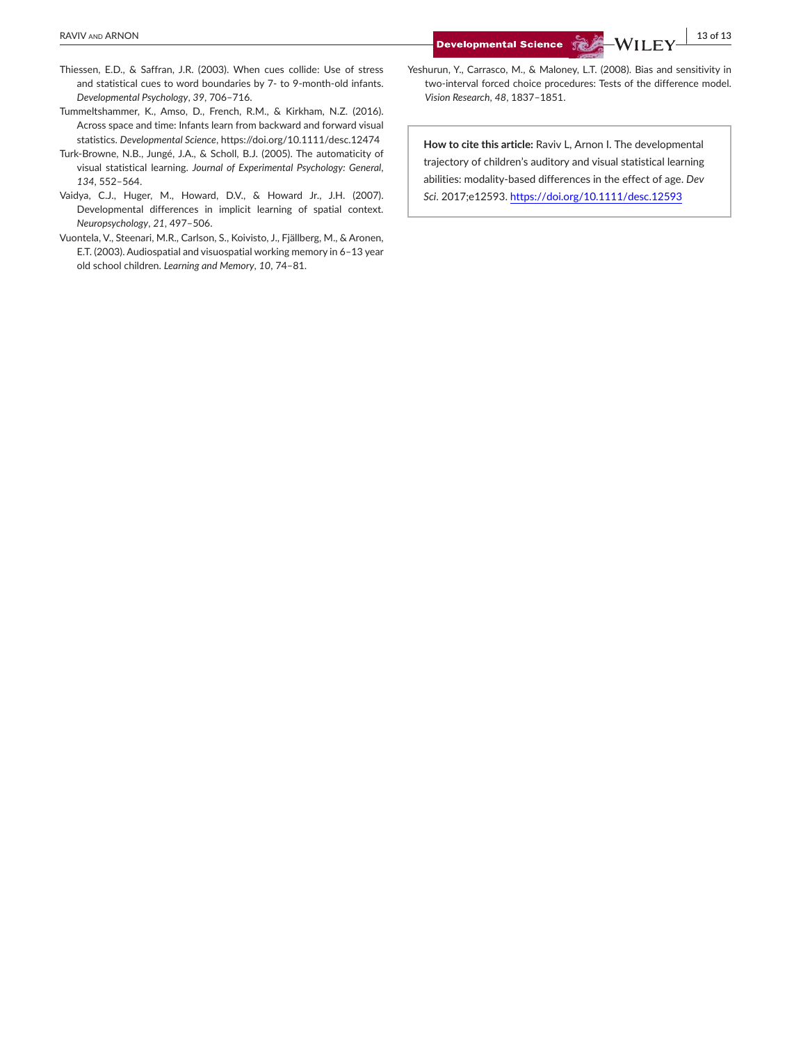Thiessen, E.D., & Saffran, J.R. (2003). When cues collide: Use of stress and statistical cues to word boundaries by 7- to 9-month-old infants. *Developmental Psychology*, *39*, 706–716.

Tummeltshammer, K., Amso, D., French, R.M., & Kirkham, N.Z. (2016). Across space and time: Infants learn from backward and forward visual statistics. *Developmental Science*, https://doi.org/10.1111/desc.12474

Turk-Browne, N.B., Jungé, J.A., & Scholl, B.J. (2005). The automaticity of visual statistical learning. *Journal of Experimental Psychology: General*, *134*, 552–564.

Vaidya, C.J., Huger, M., Howard, D.V., & Howard Jr., J.H. (2007). Developmental differences in implicit learning of spatial context. *Neuropsychology*, *21*, 497–506.

Vuontela, V., Steenari, M.R., Carlson, S., Koivisto, J., Fjällberg, M., & Aronen, E.T. (2003). Audiospatial and visuospatial working memory in 6–13 year old school children. *Learning and Memory*, *10*, 74–81.

Yeshurun, Y., Carrasco, M., & Maloney, L.T. (2008). Bias and sensitivity in two-interval forced choice procedures: Tests of the difference model. *Vision Research*, *48*, 1837–1851.

**How to cite this article:** Raviv L, Arnon I. The developmental trajectory of children's auditory and visual statistical learning abilities: modality-based differences in the effect of age. *Dev Sci*. 2017;e12593. https://doi.org/10.1111/desc.12593